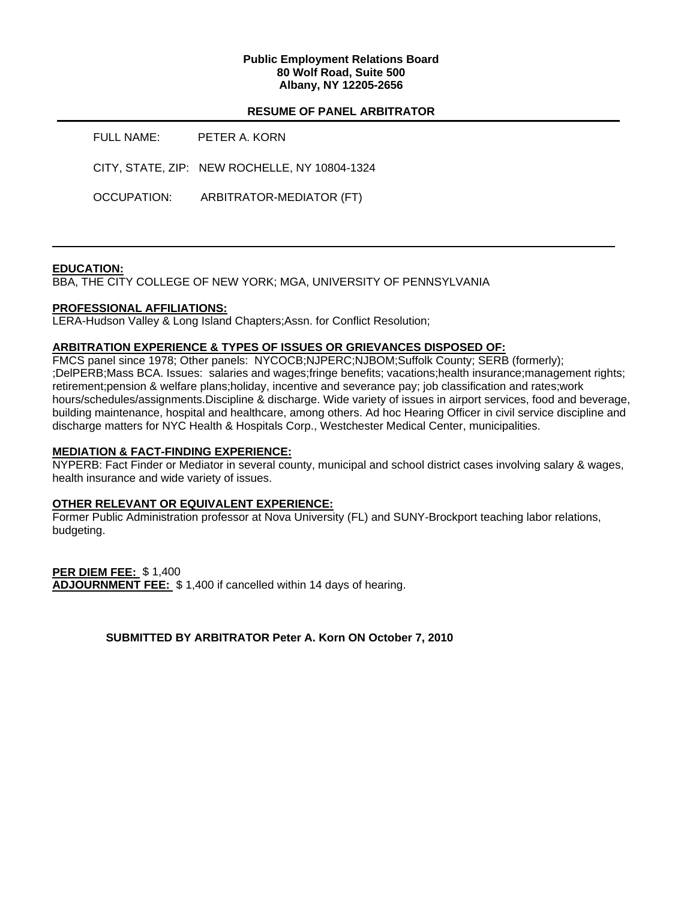**Public Employment Relations Board**
**80 Wolf Road, Suite 500**
**Albany, NY 12205-2656**

## RESUME OF PANEL ARBITRATOR

FULL NAME: PETER A. KORN

CITY, STATE, ZIP: NEW ROCHELLE, NY 10804-1324

OCCUPATION: ARBITRATOR-MEDIATOR (FT)

---

**EDUCATION:**
BBA, THE CITY COLLEGE OF NEW YORK; MGA, UNIVERSITY OF PENNSYLVANIA

**PROFESSIONAL AFFILIATIONS:**
LERA-Hudson Valley & Long Island Chapters;Assn. for Conflict Resolution;

**ARBITRATION EXPERIENCE & TYPES OF ISSUES OR GRIEVANCES DISPOSED OF:**
FMCS panel since 1978; Other panels: NYCOCB;NJPERC;NJBOM;Suffolk County; SERB (formerly); ;DelPERB;Mass BCA. Issues: salaries and wages;fringe benefits; vacations;health insurance;management rights; retirement;pension & welfare plans;holiday, incentive and severance pay; job classification and rates;work hours/schedules/assignments.Discipline & discharge. Wide variety of issues in airport services, food and beverage, building maintenance, hospital and healthcare, among others. Ad hoc Hearing Officer in civil service discipline and discharge matters for NYC Health & Hospitals Corp., Westchester Medical Center, municipalities.

**MEDIATION & FACT-FINDING EXPERIENCE:**
NYPERB: Fact Finder or Mediator in several county, municipal and school district cases involving salary & wages, health insurance and wide variety of issues.

**OTHER RELEVANT OR EQUIVALENT EXPERIENCE:**
Former Public Administration professor at Nova University (FL) and SUNY-Brockport teaching labor relations, budgeting.

**PER DIEM FEE:** $ 1,400
**ADJOURNMENT FEE:** $ 1,400 if cancelled within 14 days of hearing.

**SUBMITTED BY ARBITRATOR Peter A. Korn ON October 7, 2010**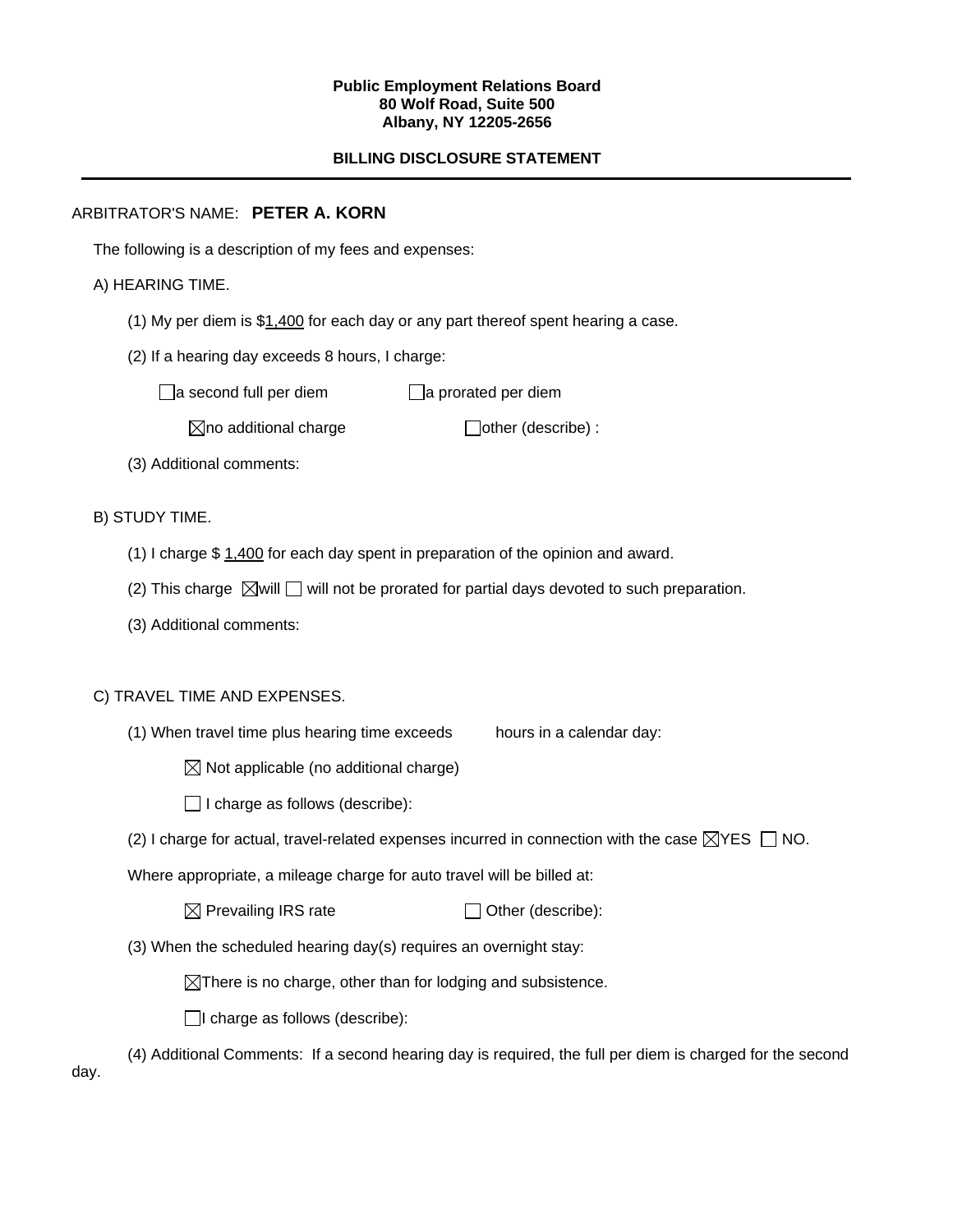**Public Employment Relations Board**
**80 Wolf Road, Suite 500**
**Albany, NY 12205-2656**

**BILLING DISCLOSURE STATEMENT**

---

ARBITRATOR'S NAME: **PETER A. KORN**

The following is a description of my fees and expenses:

A) HEARING TIME.

(1) My per diem is $1,400 for each day or any part thereof spent hearing a case.

(2) If a hearing day exceeds 8 hours, I charge:

☐ a second full per diem ☐ a prorated per diem

☒ no additional charge ☐ other (describe) :

(3) Additional comments:

B) STUDY TIME.

(1) I charge $ 1,400 for each day spent in preparation of the opinion and award.

(2) This charge ☒ will ☐ will not be prorated for partial days devoted to such preparation.

(3) Additional comments:

C) TRAVEL TIME AND EXPENSES.

(1) When travel time plus hearing time exceeds hours in a calendar day:

☒ Not applicable (no additional charge)

☐ I charge as follows (describe):

(2) I charge for actual, travel-related expenses incurred in connection with the case ☒ YES ☐ NO.

Where appropriate, a mileage charge for auto travel will be billed at:

☒ Prevailing IRS rate ☐ Other (describe):

(3) When the scheduled hearing day(s) requires an overnight stay:

☒ There is no charge, other than for lodging and subsistence.

☐ I charge as follows (describe):

(4) Additional Comments: If a second hearing day is required, the full per diem is charged for the second day.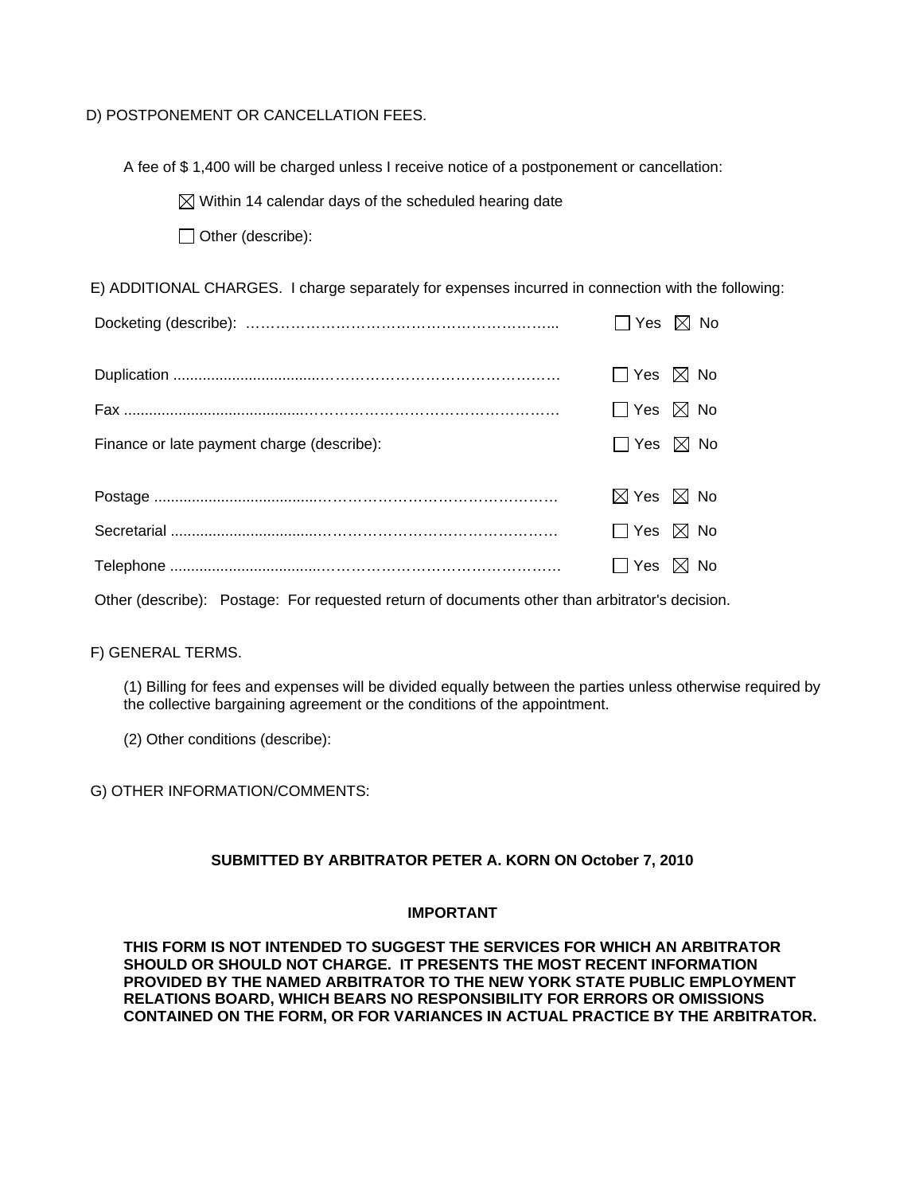D) POSTPONEMENT OR CANCELLATION FEES.

A fee of $ 1,400 will be charged unless I receive notice of a postponement or cancellation:

☒ Within 14 calendar days of the scheduled hearing date

☐ Other (describe):

E) ADDITIONAL CHARGES. I charge separately for expenses incurred in connection with the following:

| | |
|---|---|
| Docketing (describe): ………………………………………………….. | ☐ Yes ☒ No |
| Duplication ………………………………………………………………… | ☐ Yes ☒ No |
| Fax ………………………………………………………………………… | ☐ Yes ☒ No |
| Finance or late payment charge (describe): | ☐ Yes ☒ No |
| Postage ……………………………………………………………………… | ☒ Yes ☒ No |
| Secretarial ………………………………………………………………… | ☐ Yes ☒ No |
| Telephone ………………………………………………………………… | ☐ Yes ☒ No |

Other (describe): Postage: For requested return of documents other than arbitrator's decision.

F) GENERAL TERMS.

(1) Billing for fees and expenses will be divided equally between the parties unless otherwise required by the collective bargaining agreement or the conditions of the appointment.

(2) Other conditions (describe):

G) OTHER INFORMATION/COMMENTS:

**SUBMITTED BY ARBITRATOR PETER A. KORN ON October 7, 2010**

**IMPORTANT**

**THIS FORM IS NOT INTENDED TO SUGGEST THE SERVICES FOR WHICH AN ARBITRATOR SHOULD OR SHOULD NOT CHARGE. IT PRESENTS THE MOST RECENT INFORMATION PROVIDED BY THE NAMED ARBITRATOR TO THE NEW YORK STATE PUBLIC EMPLOYMENT RELATIONS BOARD, WHICH BEARS NO RESPONSIBILITY FOR ERRORS OR OMISSIONS CONTAINED ON THE FORM, OR FOR VARIANCES IN ACTUAL PRACTICE BY THE ARBITRATOR.**